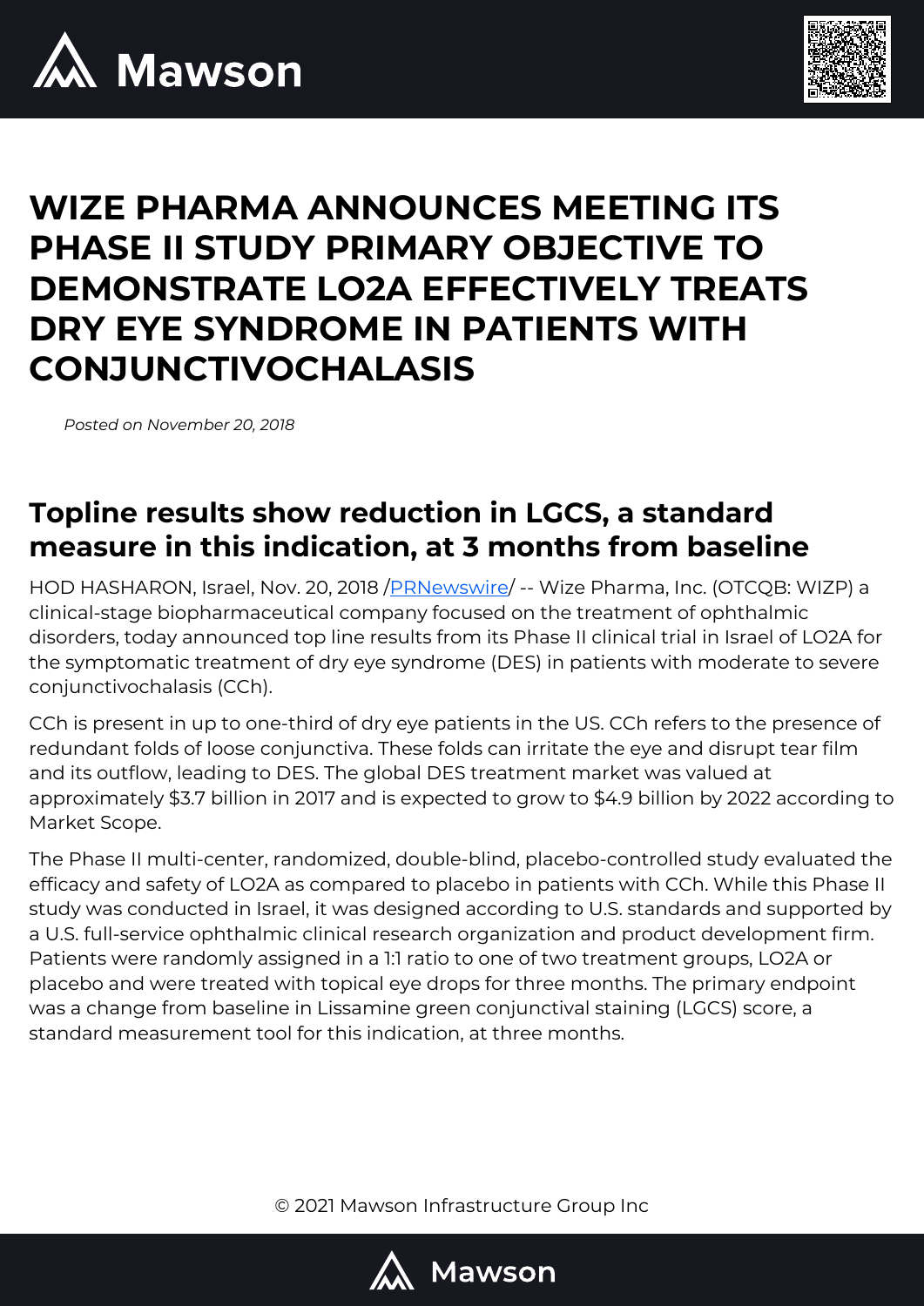# WIZE PHARMA ANNOUNCES MEETING ITS PHASE II STUDY PRIMARY OBJECTIVE TO DEMONSTRATE LO2A EFFECTIVELY TREATS DRY EYE SYNDROME IN PATIENTS WITH CONJUNCTIVOCHALASIS

*Posted on November 20, 2018*

## Topline results show reduction in LGCS, a standard measure in this indication, at 3 months from baseline

HOD HASHARON, Israel, Nov. 20, 2018 /PRNewswire/ -- Wize Pharma, Inc. (OTCQB: WIZP) a clinical-stage biopharmaceutical company focused on the treatment of ophthalmic disorders, today announced top line results from its Phase II clinical trial in Israel of LO2A for the symptomatic treatment of dry eye syndrome (DES) in patients with moderate to severe conjunctivochalasis (CCh).

CCh is present in up to one-third of dry eye patients in the US. CCh refers to the presence of redundant folds of loose conjunctiva. These folds can irritate the eye and disrupt tear film and its outflow, leading to DES. The global DES treatment market was valued at approximately $3.7 billion in 2017 and is expected to grow to $4.9 billion by 2022 according to Market Scope.

The Phase II multi-center, randomized, double-blind, placebo-controlled study evaluated the efficacy and safety of LO2A as compared to placebo in patients with CCh. While this Phase II study was conducted in Israel, it was designed according to U.S. standards and supported by a U.S. full-service ophthalmic clinical research organization and product development firm. Patients were randomly assigned in a 1:1 ratio to one of two treatment groups, LO2A or placebo and were treated with topical eye drops for three months. The primary endpoint was a change from baseline in Lissamine green conjunctival staining (LGCS) score, a standard measurement tool for this indication, at three months.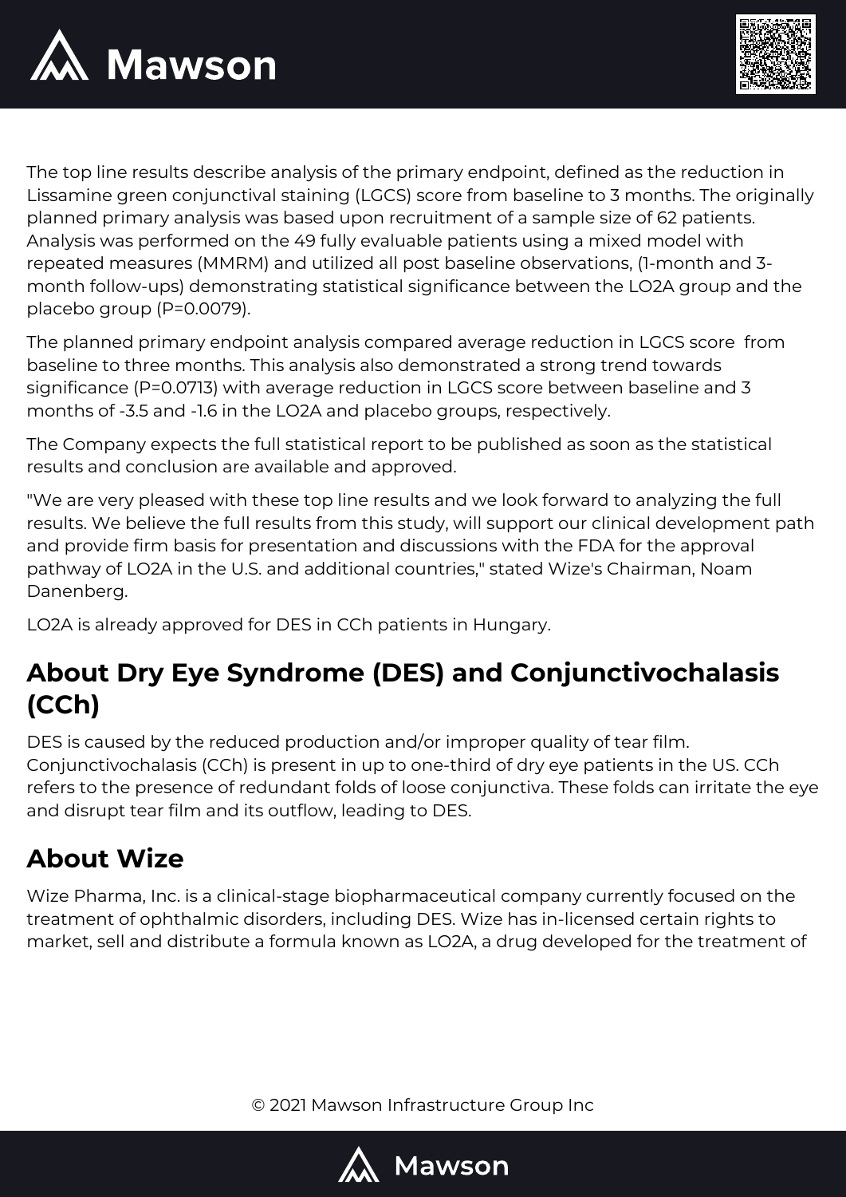The top line results describe analysis of the primary endpoint, defined as the reduction in Lissamine green conjunctival staining (LGCS) score from baseline to 3 months. The originally planned primary analysis was based upon recruitment of a sample size of 62 patients. Analysis was performed on the 49 fully evaluable patients using a mixed model with repeated measures (MMRM) and utilized all post baseline observations, (1-month and 3-month follow-ups) demonstrating statistical significance between the LO2A group and the placebo group (P=0.0079).

The planned primary endpoint analysis compared average reduction in LGCS score from baseline to three months. This analysis also demonstrated a strong trend towards significance (P=0.0713) with average reduction in LGCS score between baseline and 3 months of -3.5 and -1.6 in the LO2A and placebo groups, respectively.

The Company expects the full statistical report to be published as soon as the statistical results and conclusion are available and approved.

"We are very pleased with these top line results and we look forward to analyzing the full results. We believe the full results from this study, will support our clinical development path and provide firm basis for presentation and discussions with the FDA for the approval pathway of LO2A in the U.S. and additional countries," stated Wize's Chairman, Noam Danenberg.

LO2A is already approved for DES in CCh patients in Hungary.

## About Dry Eye Syndrome (DES) and Conjunctivochalasis (CCh)

DES is caused by the reduced production and/or improper quality of tear film. Conjunctivochalasis (CCh) is present in up to one-third of dry eye patients in the US. CCh refers to the presence of redundant folds of loose conjunctiva. These folds can irritate the eye and disrupt tear film and its outflow, leading to DES.

## About Wize

Wize Pharma, Inc. is a clinical-stage biopharmaceutical company currently focused on the treatment of ophthalmic disorders, including DES. Wize has in-licensed certain rights to market, sell and distribute a formula known as LO2A, a drug developed for the treatment of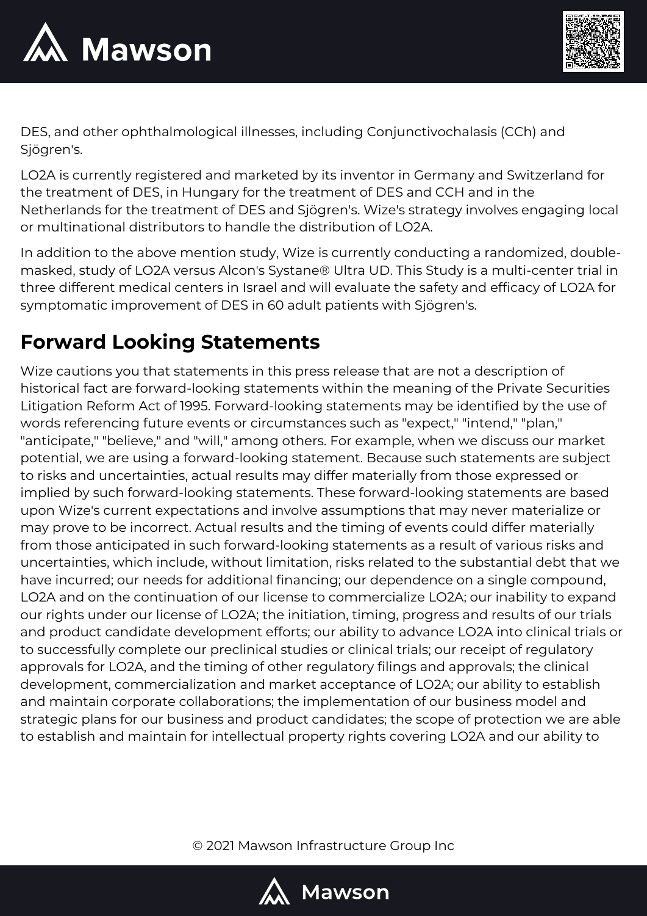DES, and other ophthalmological illnesses, including Conjunctivochalasis (CCh) and Sjögren's.

LO2A is currently registered and marketed by its inventor in Germany and Switzerland for the treatment of DES, in Hungary for the treatment of DES and CCH and in the Netherlands for the treatment of DES and Sjögren's. Wize's strategy involves engaging local or multinational distributors to handle the distribution of LO2A.

In addition to the above mention study, Wize is currently conducting a randomized, double-masked, study of LO2A versus Alcon's Systane® Ultra UD. This Study is a multi-center trial in three different medical centers in Israel and will evaluate the safety and efficacy of LO2A for symptomatic improvement of DES in 60 adult patients with Sjögren's.

## Forward Looking Statements

Wize cautions you that statements in this press release that are not a description of historical fact are forward-looking statements within the meaning of the Private Securities Litigation Reform Act of 1995. Forward-looking statements may be identified by the use of words referencing future events or circumstances such as "expect," "intend," "plan," "anticipate," "believe," and "will," among others. For example, when we discuss our market potential, we are using a forward-looking statement. Because such statements are subject to risks and uncertainties, actual results may differ materially from those expressed or implied by such forward-looking statements. These forward-looking statements are based upon Wize's current expectations and involve assumptions that may never materialize or may prove to be incorrect. Actual results and the timing of events could differ materially from those anticipated in such forward-looking statements as a result of various risks and uncertainties, which include, without limitation, risks related to the substantial debt that we have incurred; our needs for additional financing; our dependence on a single compound, LO2A and on the continuation of our license to commercialize LO2A; our inability to expand our rights under our license of LO2A; the initiation, timing, progress and results of our trials and product candidate development efforts; our ability to advance LO2A into clinical trials or to successfully complete our preclinical studies or clinical trials; our receipt of regulatory approvals for LO2A, and the timing of other regulatory filings and approvals; the clinical development, commercialization and market acceptance of LO2A; our ability to establish and maintain corporate collaborations; the implementation of our business model and strategic plans for our business and product candidates; the scope of protection we are able to establish and maintain for intellectual property rights covering LO2A and our ability to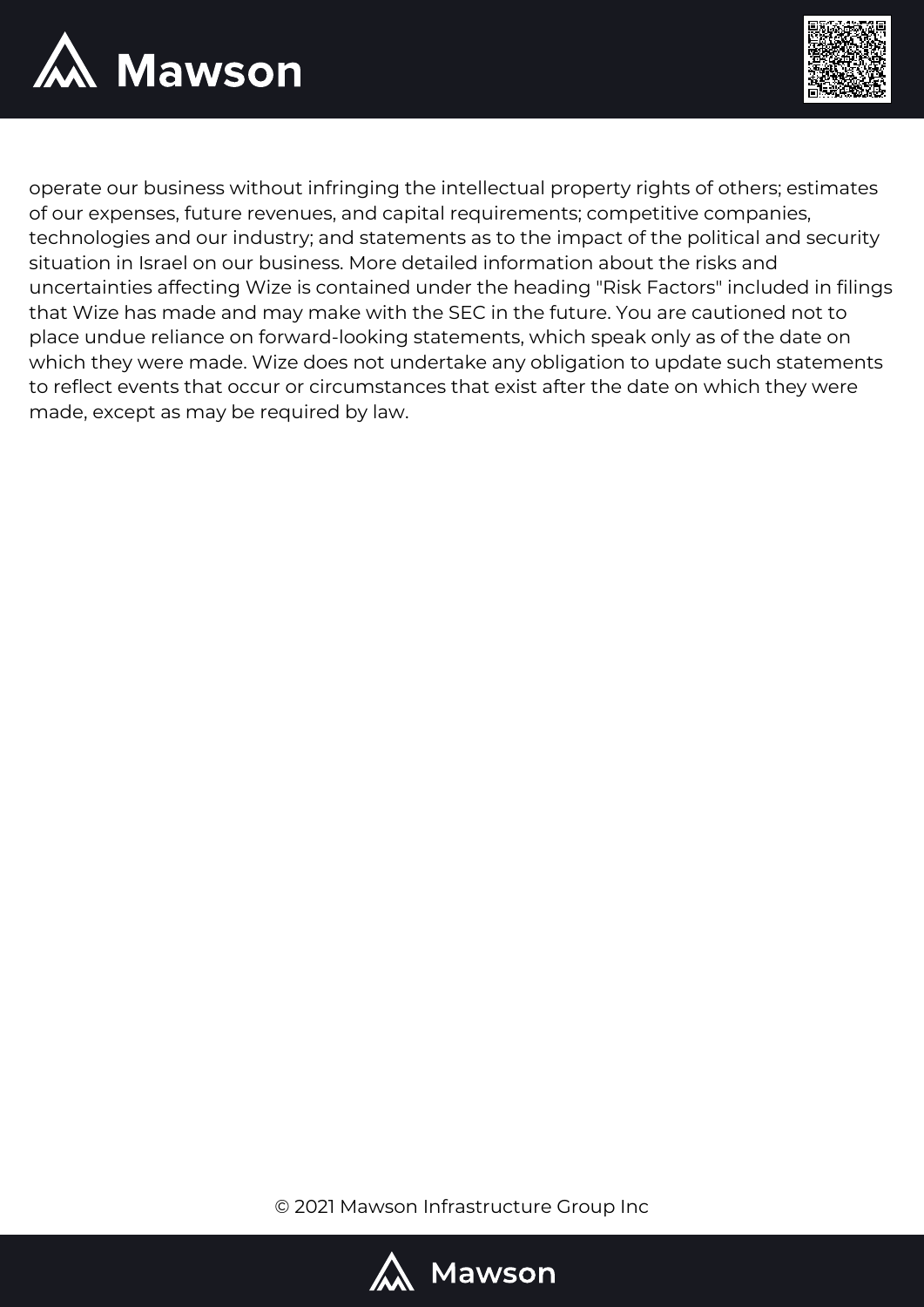operate our business without infringing the intellectual property rights of others; estimates of our expenses, future revenues, and capital requirements; competitive companies, technologies and our industry; and statements as to the impact of the political and security situation in Israel on our business. More detailed information about the risks and uncertainties affecting Wize is contained under the heading "Risk Factors" included in filings that Wize has made and may make with the SEC in the future. You are cautioned not to place undue reliance on forward-looking statements, which speak only as of the date on which they were made. Wize does not undertake any obligation to update such statements to reflect events that occur or circumstances that exist after the date on which they were made, except as may be required by law.